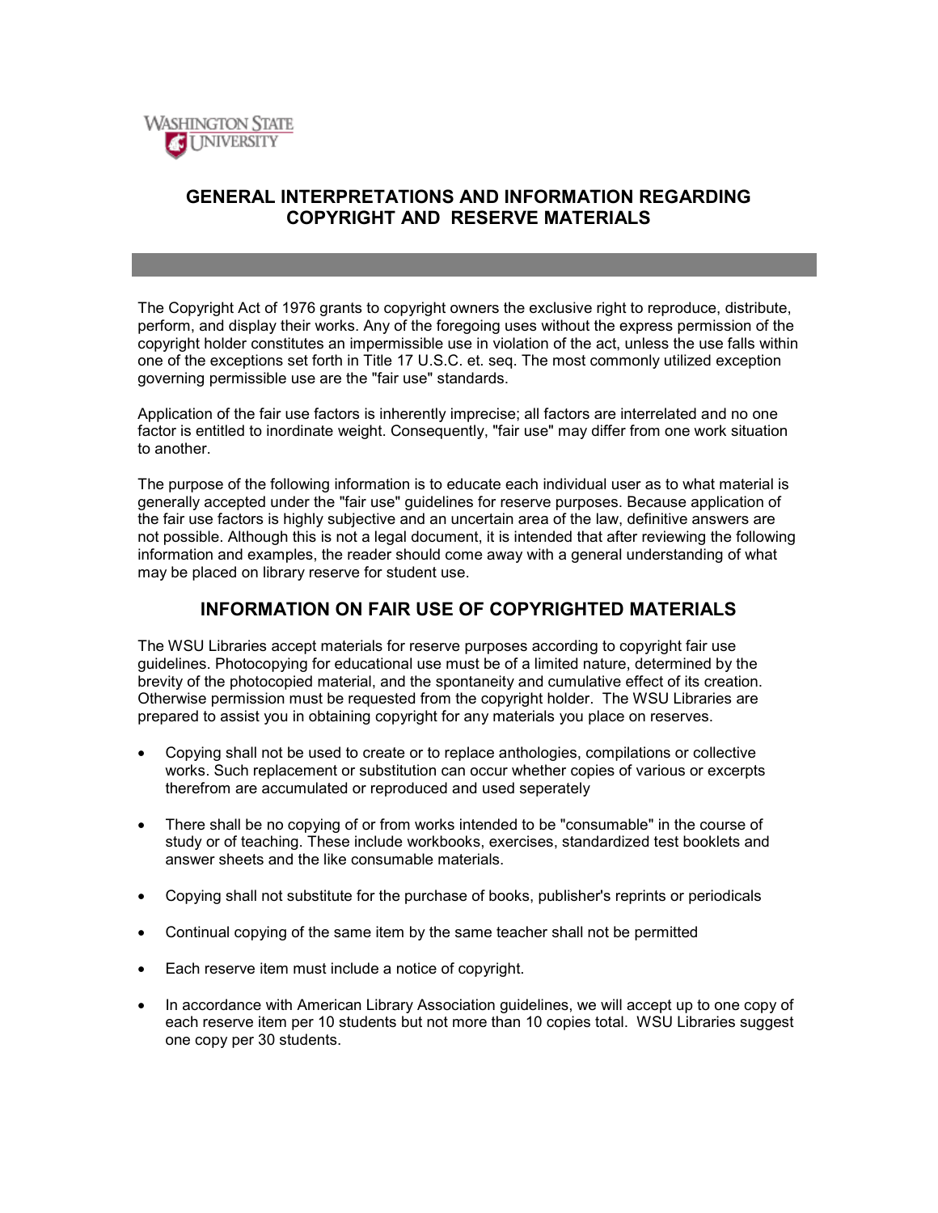# GENERAL INTERPRETATIONS AND INFORMATION REGARDING COPYRIGHT AND RESERVE MATERIALS

The Copyright Act of 1976 grants to copyright owners the exclusive right to reproduce, distribute, perform, and display their works. Any of the foregoing uses without the express permission of the copyright holder constitutes an impermissible use in violation of the act, unless the use falls within one of the exceptions set forth in Title 17 U.S.C. et. seq. The most commonly utilized exception governing permissible use are the "fair use" standards.

Application of the fair use factors is inherently imprecise; all factors are interrelated and no one factor is entitled to inordinate weight. Consequently, "fair use" may differ from one work situation to another.

The purpose of the following information is to educate each individual user as to what material is generally accepted under the "fair use" guidelines for reserve purposes. Because application of the fair use factors is highly subjective and an uncertain area of the law, definitive answers are not possible. Although this is not a legal document, it is intended that after reviewing the following information and examples, the reader should come away with a general understanding of what may be placed on library reserve for student use.

## INFORMATION ON FAIR USE OF COPYRIGHTED MATERIALS

The WSU Libraries accept materials for reserve purposes according to copyright fair use guidelines. Photocopying for educational use must be of a limited nature, determined by the brevity of the photocopied material, and the spontaneity and cumulative effect of its creation. Otherwise permission must be requested from the copyright holder. The WSU Libraries are prepared to assist you in obtaining copyright for any materials you place on reserves.

- Copying shall not be used to create or to replace anthologies, compilations or collective works. Such replacement or substitution can occur whether copies of various or excerpts therefrom are accumulated or reproduced and used seperately
- There shall be no copying of or from works intended to be "consumable" in the course of study or of teaching. These include workbooks, exercises, standardized test booklets and answer sheets and the like consumable materials.
- Copying shall not substitute for the purchase of books, publisher's reprints or periodicals
- Continual copying of the same item by the same teacher shall not be permitted
- Each reserve item must include a notice of copyright.
- In accordance with American Library Association guidelines, we will accept up to one copy of each reserve item per 10 students but not more than 10 copies total. WSU Libraries suggest one copy per 30 students.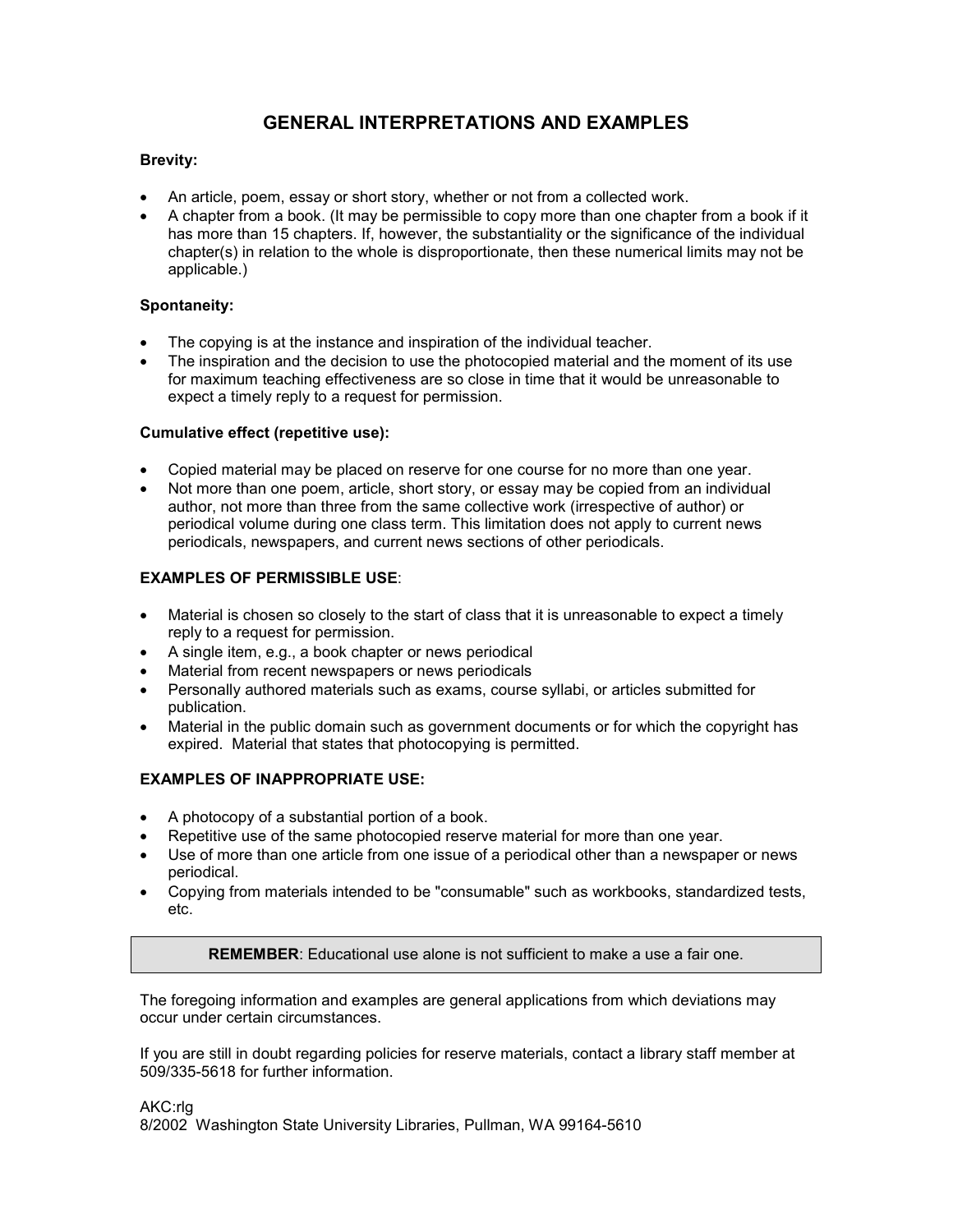# GENERAL INTERPRETATIONS AND EXAMPLES

**Brevity:**

- An article, poem, essay or short story, whether or not from a collected work.
- A chapter from a book. (It may be permissible to copy more than one chapter from a book if it has more than 15 chapters. If, however, the substantiality or the significance of the individual chapter(s) in relation to the whole is disproportionate, then these numerical limits may not be applicable.)

**Spontaneity:**

- The copying is at the instance and inspiration of the individual teacher.
- The inspiration and the decision to use the photocopied material and the moment of its use for maximum teaching effectiveness are so close in time that it would be unreasonable to expect a timely reply to a request for permission.

**Cumulative effect (repetitive use):**

- Copied material may be placed on reserve for one course for no more than one year.
- Not more than one poem, article, short story, or essay may be copied from an individual author, not more than three from the same collective work (irrespective of author) or periodical volume during one class term. This limitation does not apply to current news periodicals, newspapers, and current news sections of other periodicals.

**EXAMPLES OF PERMISSIBLE USE**:

- Material is chosen so closely to the start of class that it is unreasonable to expect a timely reply to a request for permission.
- A single item, e.g., a book chapter or news periodical
- Material from recent newspapers or news periodicals
- Personally authored materials such as exams, course syllabi, or articles submitted for publication.
- Material in the public domain such as government documents or for which the copyright has expired. Material that states that photocopying is permitted.

**EXAMPLES OF INAPPROPRIATE USE:**

- A photocopy of a substantial portion of a book.
- Repetitive use of the same photocopied reserve material for more than one year.
- Use of more than one article from one issue of a periodical other than a newspaper or news periodical.
- Copying from materials intended to be "consumable" such as workbooks, standardized tests, etc.

**REMEMBER**: Educational use alone is not sufficient to make a use a fair one.

The foregoing information and examples are general applications from which deviations may occur under certain circumstances.

If you are still in doubt regarding policies for reserve materials, contact a library staff member at 509/335-5618 for further information.

AKC:rlg
8/2002 Washington State University Libraries, Pullman, WA 99164-5610